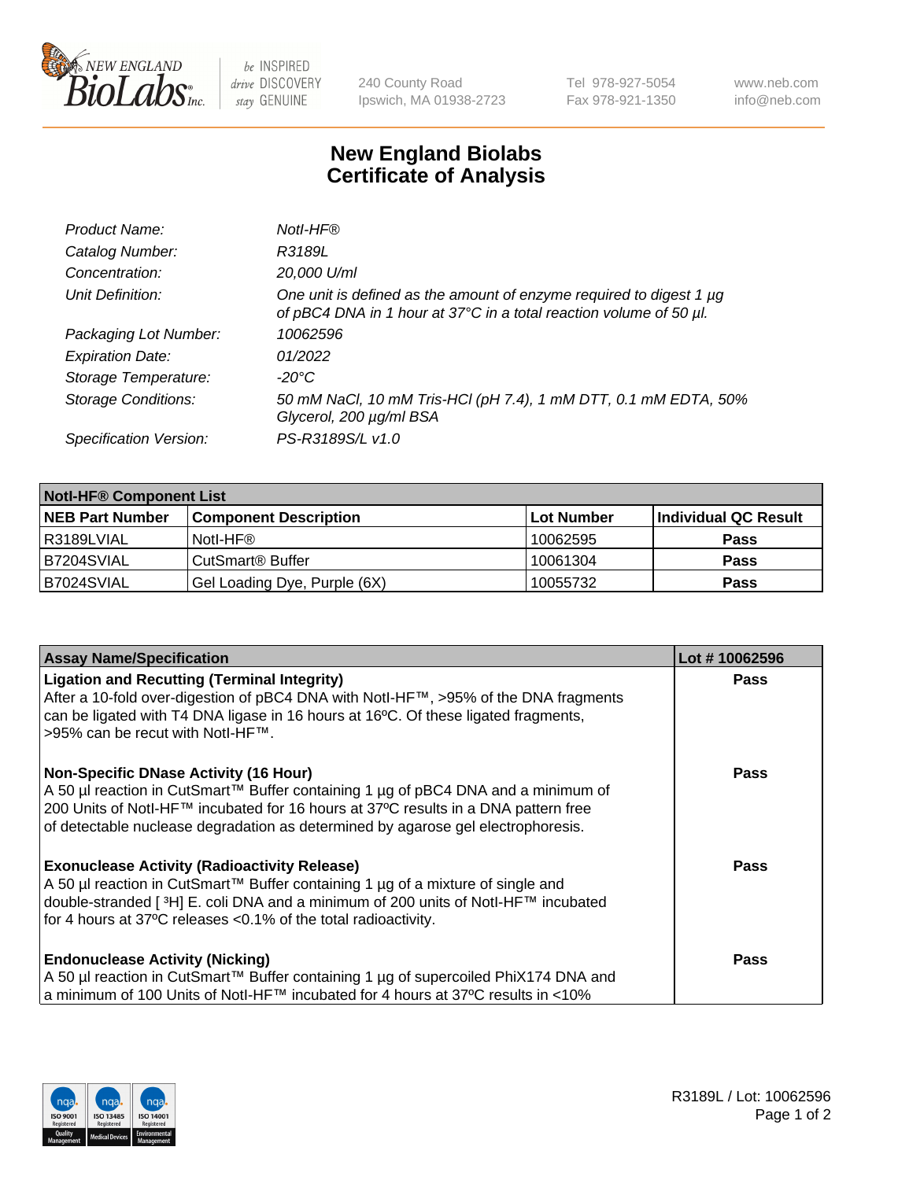# New England Biolabs
# Certificate of Analysis

| | |
|---|---|
| *Product Name:* | *NotI-HF®* |
| *Catalog Number:* | *R3189L* |
| *Concentration:* | *20,000 U/ml* |
| *Unit Definition:* | *One unit is defined as the amount of enzyme required to digest 1 µg of pBC4 DNA in 1 hour at 37°C in a total reaction volume of 50 µl.* |
| *Packaging Lot Number:* | *10062596* |
| *Expiration Date:* | *01/2022* |
| *Storage Temperature:* | *-20°C* |
| *Storage Conditions:* | *50 mM NaCl, 10 mM Tris-HCl (pH 7.4), 1 mM DTT, 0.1 mM EDTA, 50% Glycerol, 200 µg/ml BSA* |
| *Specification Version:* | *PS-R3189S/L v1.0* |

| **NotI-HF® Component List** | | | |
|---|---|---|---|
| **NEB Part Number** | **Component Description** | **Lot Number** | **Individual QC Result** |
| R3189LVIAL | NotI-HF® | 10062595 | **Pass** |
| B7204SVIAL | CutSmart® Buffer | 10061304 | **Pass** |
| B7024SVIAL | Gel Loading Dye, Purple (6X) | 10055732 | **Pass** |

| **Assay Name/Specification** | **Lot # 10062596** |
|---|---|
| **Ligation and Recutting (Terminal Integrity)**<br>After a 10-fold over-digestion of pBC4 DNA with NotI-HF™, >95% of the DNA fragments can be ligated with T4 DNA ligase in 16 hours at 16ºC. Of these ligated fragments, >95% can be recut with NotI-HF™. | **Pass** |
| **Non-Specific DNase Activity (16 Hour)**<br>A 50 µl reaction in CutSmart™ Buffer containing 1 µg of pBC4 DNA and a minimum of 200 Units of NotI-HF™ incubated for 16 hours at 37ºC results in a DNA pattern free of detectable nuclease degradation as determined by agarose gel electrophoresis. | **Pass** |
| **Exonuclease Activity (Radioactivity Release)**<br>A 50 µl reaction in CutSmart™ Buffer containing 1 µg of a mixture of single and double-stranded [$^{3}$H] E. coli DNA and a minimum of 200 units of NotI-HF™ incubated for 4 hours at 37ºC releases <0.1% of the total radioactivity. | **Pass** |
| **Endonuclease Activity (Nicking)**<br>A 50 µl reaction in CutSmart™ Buffer containing 1 µg of supercoiled PhiX174 DNA and a minimum of 100 Units of NotI-HF™ incubated for 4 hours at 37ºC results in <10% | **Pass** |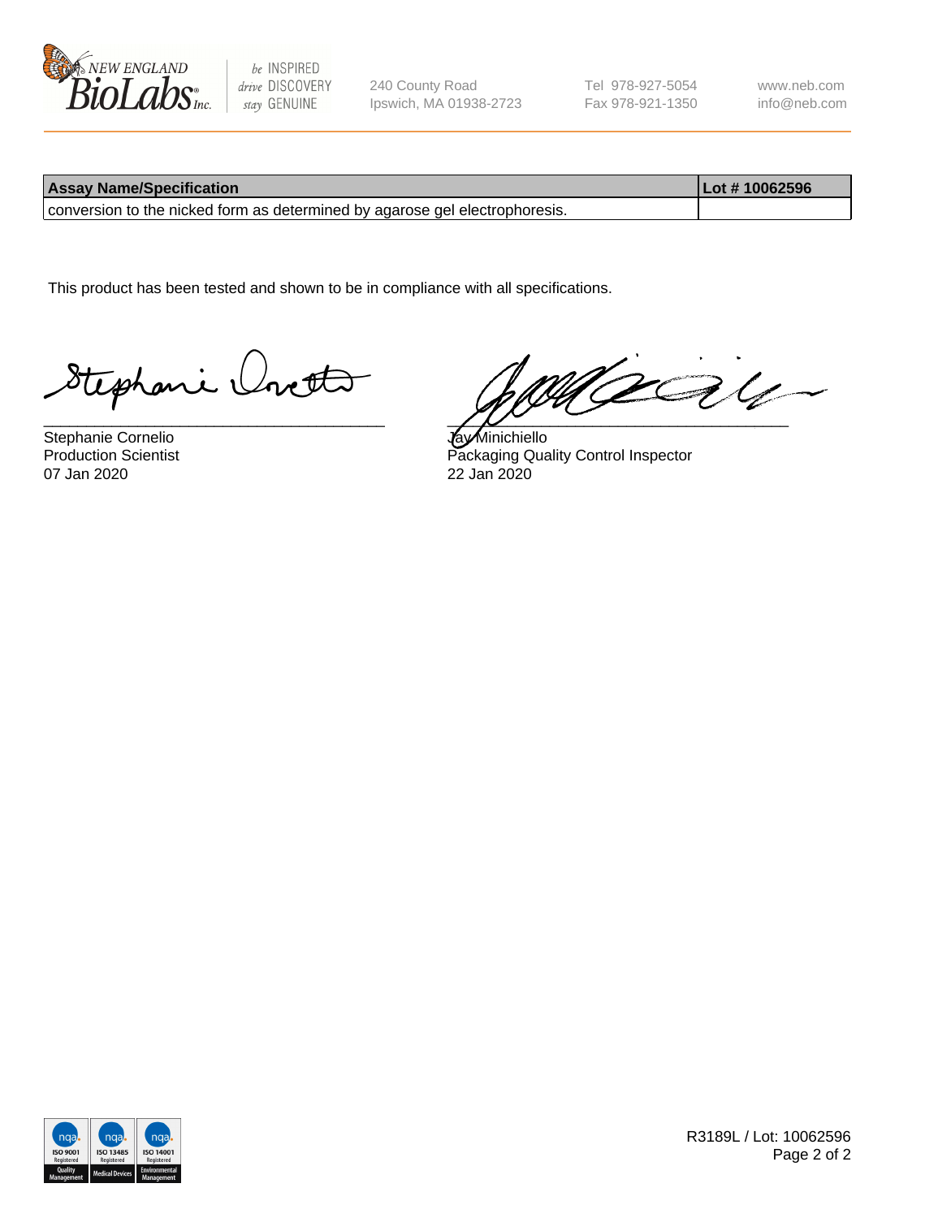| Assay Name/Specification | Lot # 10062596 |
|---|---|
| conversion to the nicked form as determined by agarose gel electrophoresis. | |

This product has been tested and shown to be in compliance with all specifications.

Stephanie Cornelio
Production Scientist
07 Jan 2020

Jay Minichiello
Packaging Quality Control Inspector
22 Jan 2020

R3189L / Lot: 10062596